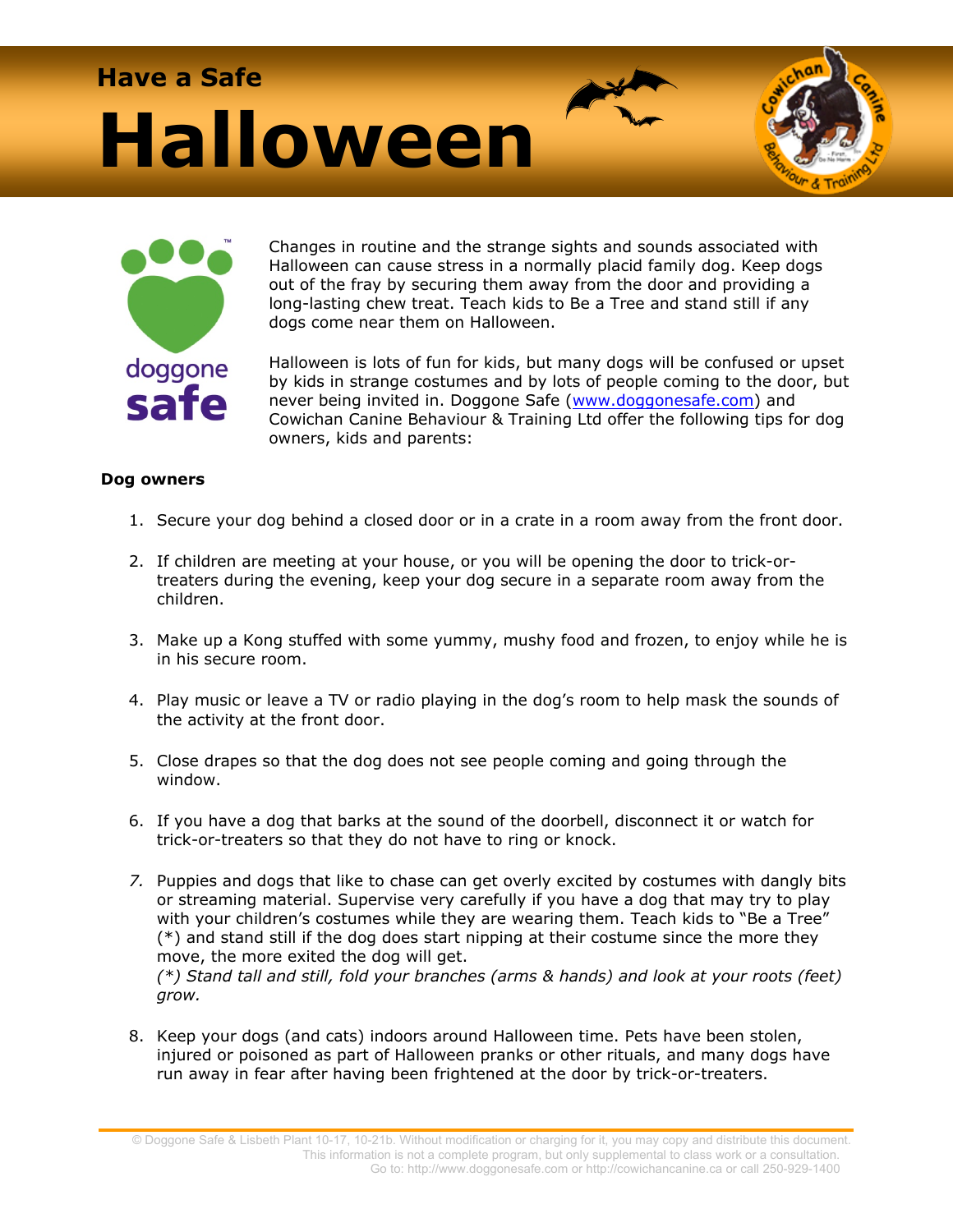# Have a Safe Halloween

Changes in routine and the strange sights and sounds associated with Halloween can cause stress in a normally placid family dog. Keep dogs out of the fray by securing them away from the door and providing a long-lasting chew treat. Teach kids to Be a Tree and stand still if any dogs come near them on Halloween.

Halloween is lots of fun for kids, but many dogs will be confused or upset by kids in strange costumes and by lots of people coming to the door, but never being invited in. Doggone Safe (www.doggonesafe.com) and Cowichan Canine Behaviour & Training Ltd offer the following tips for dog owners, kids and parents:

**Dog owners**

1. Secure your dog behind a closed door or in a crate in a room away from the front door.
2. If children are meeting at your house, or you will be opening the door to trick-or-treaters during the evening, keep your dog secure in a separate room away from the children.
3. Make up a Kong stuffed with some yummy, mushy food and frozen, to enjoy while he is in his secure room.
4. Play music or leave a TV or radio playing in the dog's room to help mask the sounds of the activity at the front door.
5. Close drapes so that the dog does not see people coming and going through the window.
6. If you have a dog that barks at the sound of the doorbell, disconnect it or watch for trick-or-treaters so that they do not have to ring or knock.
7. Puppies and dogs that like to chase can get overly excited by costumes with dangly bits or streaming material. Supervise very carefully if you have a dog that may try to play with your children's costumes while they are wearing them. Teach kids to "Be a Tree" (*) and stand still if the dog does start nipping at their costume since the more they move, the more exited the dog will get.
   *(*) Stand tall and still, fold your branches (arms & hands) and look at your roots (feet) grow.*
8. Keep your dogs (and cats) indoors around Halloween time. Pets have been stolen, injured or poisoned as part of Halloween pranks or other rituals, and many dogs have run away in fear after having been frightened at the door by trick-or-treaters.

© Doggone Safe & Lisbeth Plant 10-17, 10-21b. Without modification or charging for it, you may copy and distribute this document. This information is not a complete program, but only supplemental to class work or a consultation. Go to: http://www.doggonesafe.com or http://cowichancanine.ca or call 250-929-1400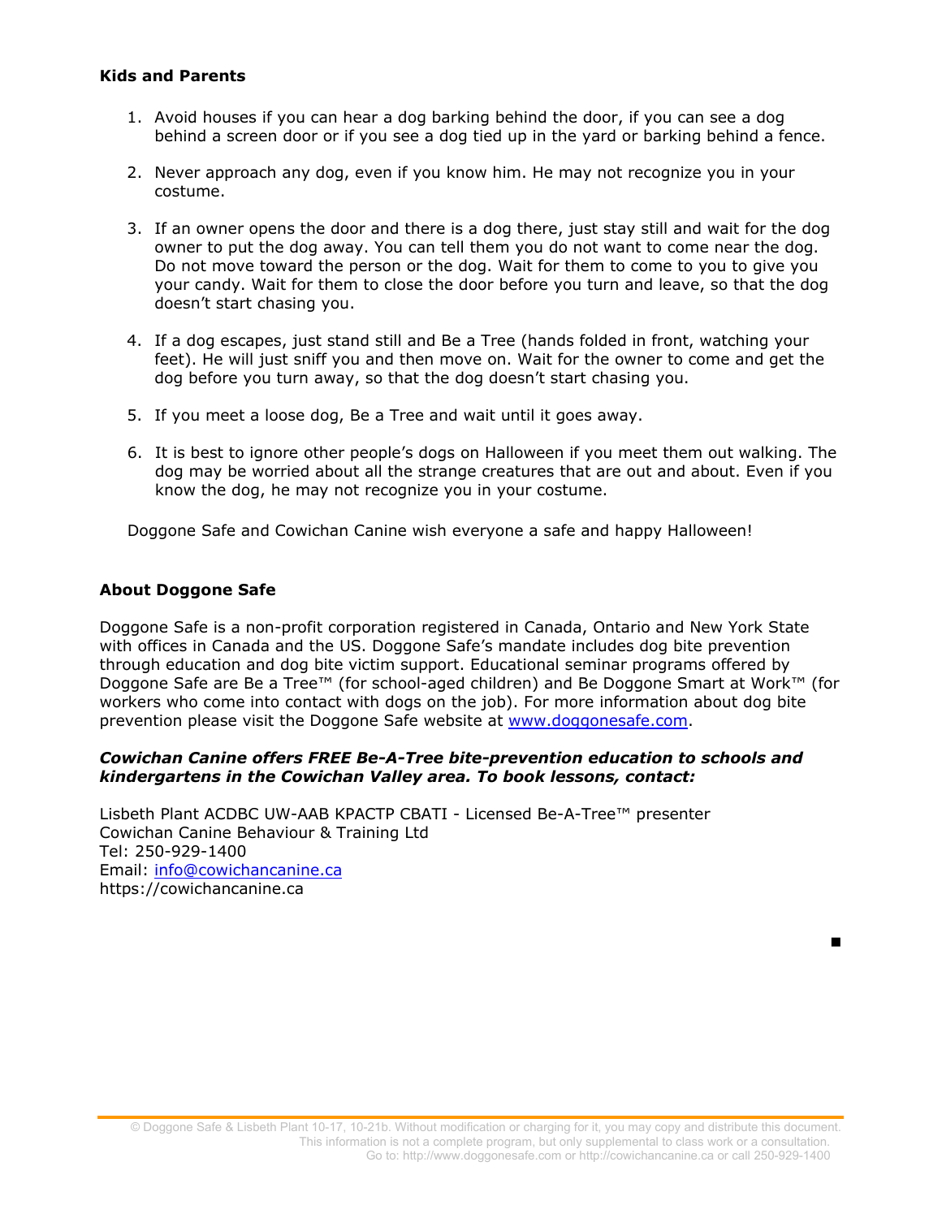**Kids and Parents**

1. Avoid houses if you can hear a dog barking behind the door, if you can see a dog behind a screen door or if you see a dog tied up in the yard or barking behind a fence.

2. Never approach any dog, even if you know him. He may not recognize you in your costume.

3. If an owner opens the door and there is a dog there, just stay still and wait for the dog owner to put the dog away. You can tell them you do not want to come near the dog. Do not move toward the person or the dog. Wait for them to come to you to give you your candy. Wait for them to close the door before you turn and leave, so that the dog doesn't start chasing you.

4. If a dog escapes, just stand still and Be a Tree (hands folded in front, watching your feet). He will just sniff you and then move on. Wait for the owner to come and get the dog before you turn away, so that the dog doesn't start chasing you.

5. If you meet a loose dog, Be a Tree and wait until it goes away.

6. It is best to ignore other people's dogs on Halloween if you meet them out walking. The dog may be worried about all the strange creatures that are out and about. Even if you know the dog, he may not recognize you in your costume.

Doggone Safe and Cowichan Canine wish everyone a safe and happy Halloween!

**About Doggone Safe**

Doggone Safe is a non-profit corporation registered in Canada, Ontario and New York State with offices in Canada and the US. Doggone Safe's mandate includes dog bite prevention through education and dog bite victim support. Educational seminar programs offered by Doggone Safe are Be a Tree™ (for school-aged children) and Be Doggone Smart at Work™ (for workers who come into contact with dogs on the job). For more information about dog bite prevention please visit the Doggone Safe website at www.doggonesafe.com.

***Cowichan Canine offers FREE Be-A-Tree bite-prevention education to schools and kindergartens in the Cowichan Valley area. To book lessons, contact:***

Lisbeth Plant ACDBC UW-AAB KPACTP CBATI - Licensed Be-A-Tree™ presenter
Cowichan Canine Behaviour & Training Ltd
Tel: 250-929-1400
Email: info@cowichancanine.ca
https://cowichancanine.ca

■

© Doggone Safe & Lisbeth Plant 10-17, 10-21b. Without modification or charging for it, you may copy and distribute this document.
This information is not a complete program, but only supplemental to class work or a consultation.
Go to: http://www.doggonesafe.com or http://cowichancanine.ca or call 250-929-1400